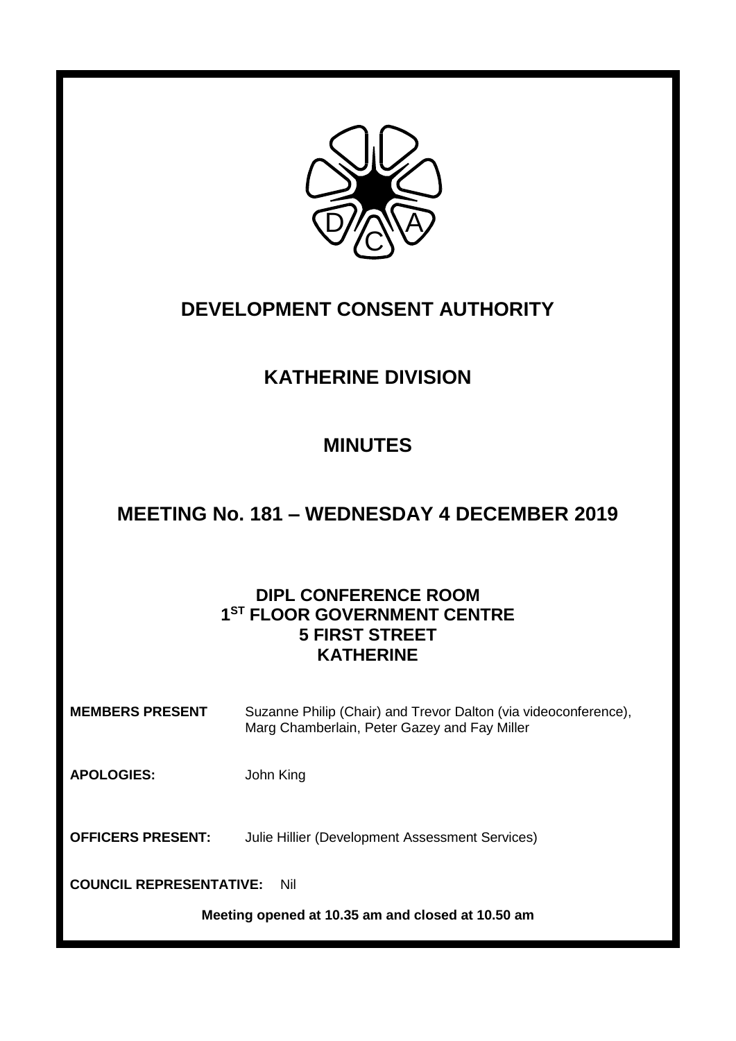# DEVELOPMENT CONSENT AUTHORITY

## KATHERINE DIVISION

## MINUTES

## MEETING No. 181 – WEDNESDAY 4 DECEMBER 2019

**DIPL CONFERENCE ROOM**
**1ST FLOOR GOVERNMENT CENTRE**
**5 FIRST STREET**
**KATHERINE**

**MEMBERS PRESENT** Suzanne Philip (Chair) and Trevor Dalton (via videoconference), Marg Chamberlain, Peter Gazey and Fay Miller

**APOLOGIES:** John King

**OFFICERS PRESENT:** Julie Hillier (Development Assessment Services)

**COUNCIL REPRESENTATIVE:** Nil

**Meeting opened at 10.35 am and closed at 10.50 am**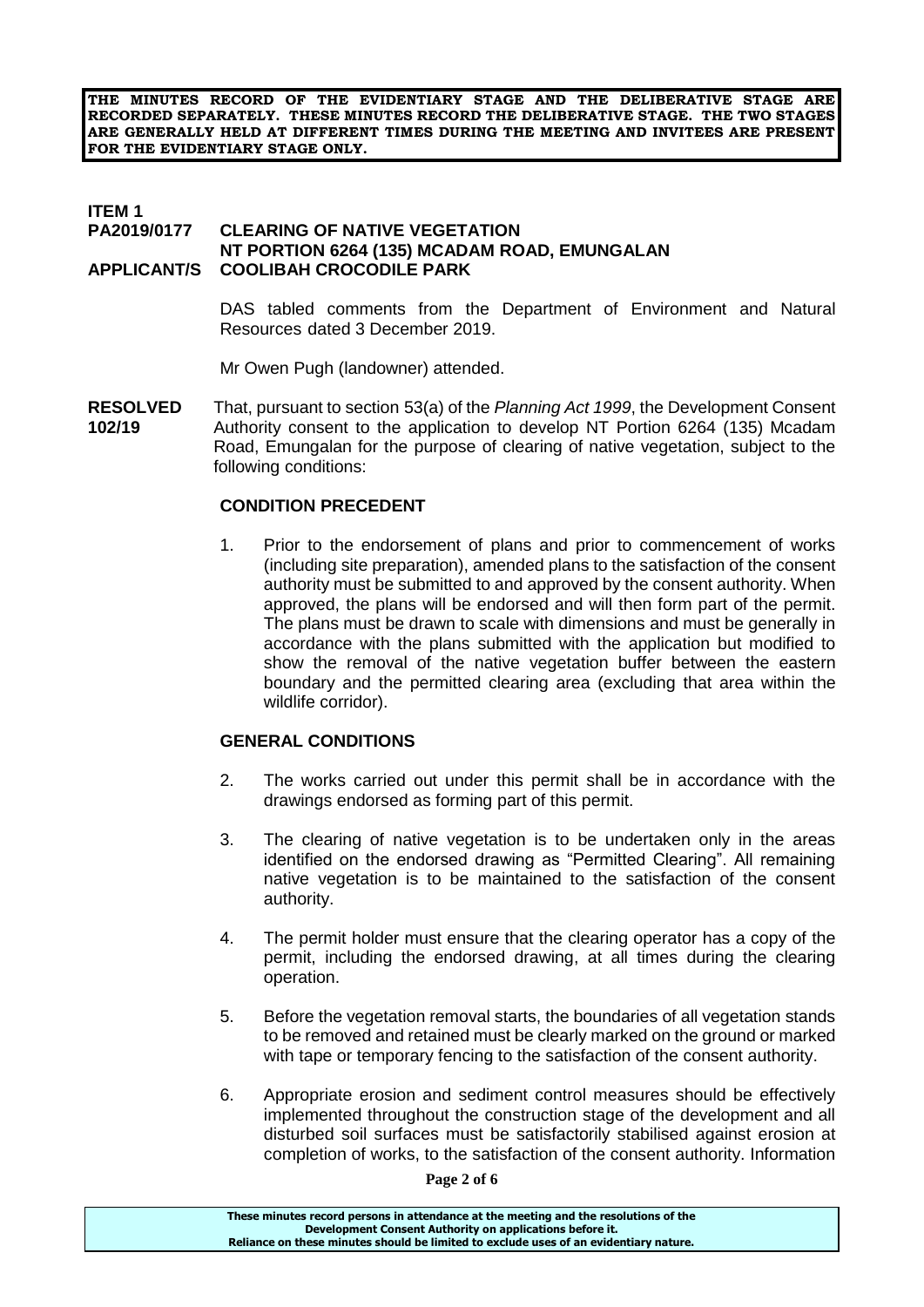**THE MINUTES RECORD OF THE EVIDENTIARY STAGE AND THE DELIBERATIVE STAGE ARE RECORDED SEPARATELY. THESE MINUTES RECORD THE DELIBERATIVE STAGE. THE TWO STAGES ARE GENERALLY HELD AT DIFFERENT TIMES DURING THE MEETING AND INVITEES ARE PRESENT FOR THE EVIDENTIARY STAGE ONLY.**

**ITEM 1**
**PA2019/0177 CLEARING OF NATIVE VEGETATION**
**NT PORTION 6264 (135) MCADAM ROAD, EMUNGALAN**
**APPLICANT/S COOLIBAH CROCODILE PARK**

DAS tabled comments from the Department of Environment and Natural Resources dated 3 December 2019.

Mr Owen Pugh (landowner) attended.

**RESOLVED 102/19** That, pursuant to section 53(a) of the *Planning Act 1999*, the Development Consent Authority consent to the application to develop NT Portion 6264 (135) Mcadam Road, Emungalan for the purpose of clearing of native vegetation, subject to the following conditions:

**CONDITION PRECEDENT**

1. Prior to the endorsement of plans and prior to commencement of works (including site preparation), amended plans to the satisfaction of the consent authority must be submitted to and approved by the consent authority. When approved, the plans will be endorsed and will then form part of the permit. The plans must be drawn to scale with dimensions and must be generally in accordance with the plans submitted with the application but modified to show the removal of the native vegetation buffer between the eastern boundary and the permitted clearing area (excluding that area within the wildlife corridor).

**GENERAL CONDITIONS**

2. The works carried out under this permit shall be in accordance with the drawings endorsed as forming part of this permit.

3. The clearing of native vegetation is to be undertaken only in the areas identified on the endorsed drawing as "Permitted Clearing". All remaining native vegetation is to be maintained to the satisfaction of the consent authority.

4. The permit holder must ensure that the clearing operator has a copy of the permit, including the endorsed drawing, at all times during the clearing operation.

5. Before the vegetation removal starts, the boundaries of all vegetation stands to be removed and retained must be clearly marked on the ground or marked with tape or temporary fencing to the satisfaction of the consent authority.

6. Appropriate erosion and sediment control measures should be effectively implemented throughout the construction stage of the development and all disturbed soil surfaces must be satisfactorily stabilised against erosion at completion of works, to the satisfaction of the consent authority. Information

These minutes record persons in attendance at the meeting and the resolutions of the Development Consent Authority on applications before it.
Reliance on these minutes should be limited to exclude uses of an evidentiary nature.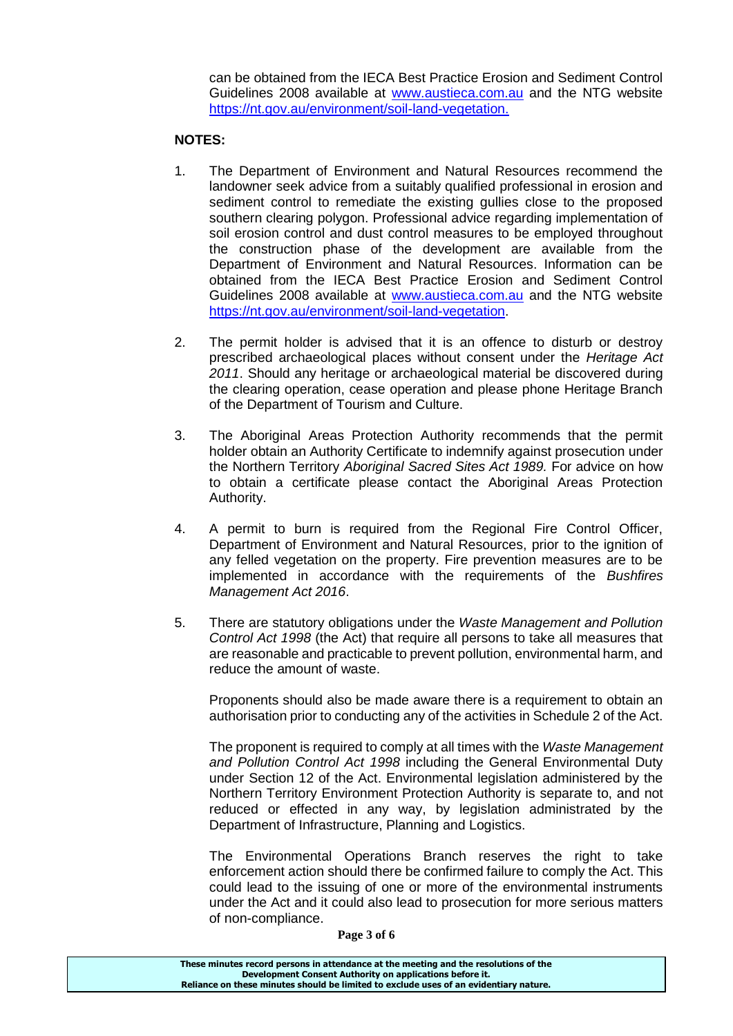can be obtained from the IECA Best Practice Erosion and Sediment Control Guidelines 2008 available at [www.austieca.com.au](http://www.austieca.com.au) and the NTG website [https://nt.gov.au/environment/soil-land-vegetation.](https://nt.gov.au/environment/soil-land-vegetation)

**NOTES:**

1. The Department of Environment and Natural Resources recommend the landowner seek advice from a suitably qualified professional in erosion and sediment control to remediate the existing gullies close to the proposed southern clearing polygon. Professional advice regarding implementation of soil erosion control and dust control measures to be employed throughout the construction phase of the development are available from the Department of Environment and Natural Resources. Information can be obtained from the IECA Best Practice Erosion and Sediment Control Guidelines 2008 available at [www.austieca.com.au](http://www.austieca.com.au) and the NTG website [https://nt.gov.au/environment/soil-land-vegetation](https://nt.gov.au/environment/soil-land-vegetation).

2. The permit holder is advised that it is an offence to disturb or destroy prescribed archaeological places without consent under the *Heritage Act 2011*. Should any heritage or archaeological material be discovered during the clearing operation, cease operation and please phone Heritage Branch of the Department of Tourism and Culture.

3. The Aboriginal Areas Protection Authority recommends that the permit holder obtain an Authority Certificate to indemnify against prosecution under the Northern Territory *Aboriginal Sacred Sites Act 1989.* For advice on how to obtain a certificate please contact the Aboriginal Areas Protection Authority.

4. A permit to burn is required from the Regional Fire Control Officer, Department of Environment and Natural Resources, prior to the ignition of any felled vegetation on the property. Fire prevention measures are to be implemented in accordance with the requirements of the *Bushfires Management Act 2016*.

5. There are statutory obligations under the *Waste Management and Pollution Control Act 1998* (the Act) that require all persons to take all measures that are reasonable and practicable to prevent pollution, environmental harm, and reduce the amount of waste.

   Proponents should also be made aware there is a requirement to obtain an authorisation prior to conducting any of the activities in Schedule 2 of the Act.

   The proponent is required to comply at all times with the *Waste Management and Pollution Control Act 1998* including the General Environmental Duty under Section 12 of the Act. Environmental legislation administered by the Northern Territory Environment Protection Authority is separate to, and not reduced or effected in any way, by legislation administrated by the Department of Infrastructure, Planning and Logistics.

   The Environmental Operations Branch reserves the right to take enforcement action should there be confirmed failure to comply the Act. This could lead to the issuing of one or more of the environmental instruments under the Act and it could also lead to prosecution for more serious matters of non-compliance.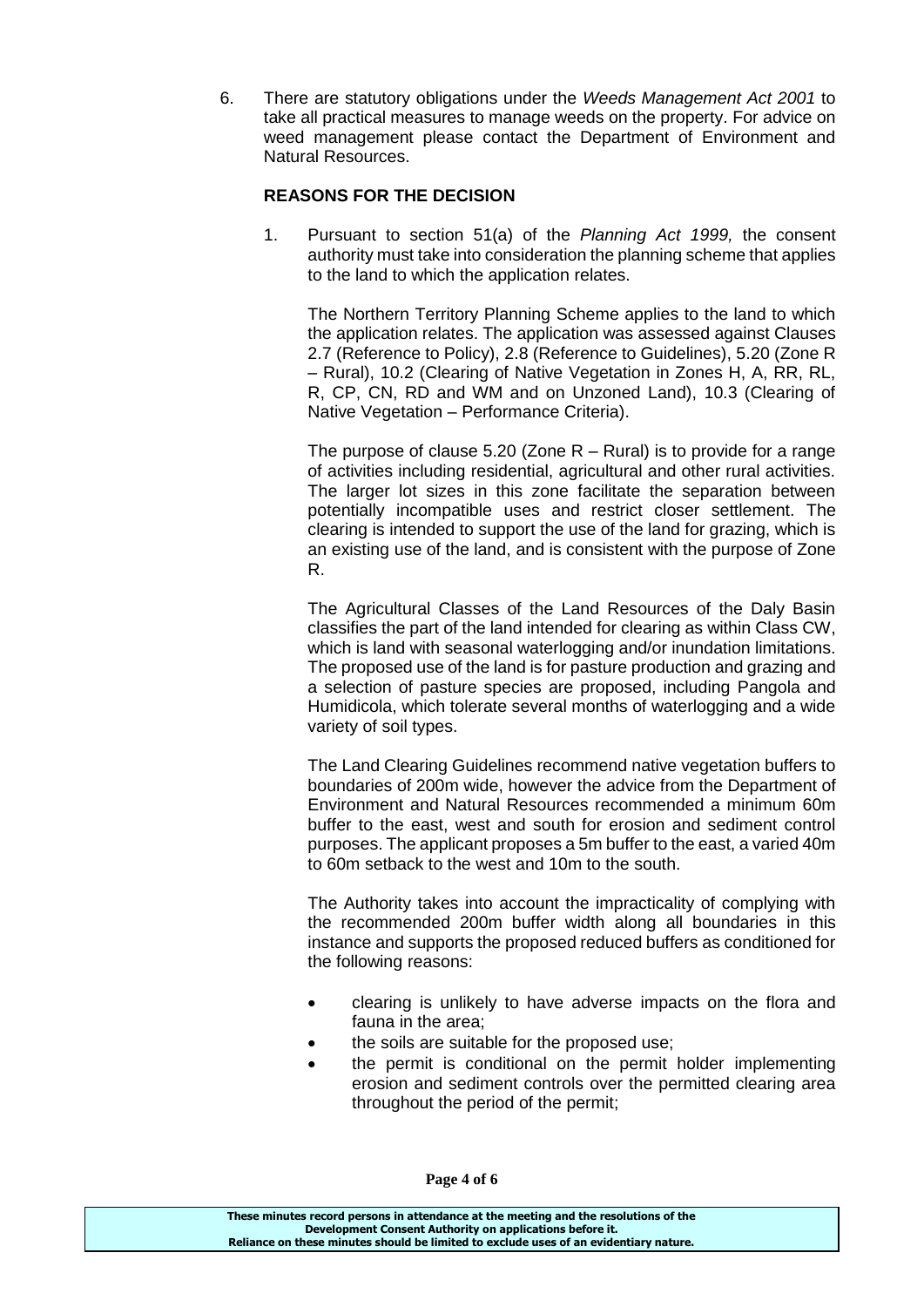6. There are statutory obligations under the *Weeds Management Act 2001* to take all practical measures to manage weeds on the property. For advice on weed management please contact the Department of Environment and Natural Resources.

**REASONS FOR THE DECISION**

1. Pursuant to section 51(a) of the *Planning Act 1999,* the consent authority must take into consideration the planning scheme that applies to the land to which the application relates.

   The Northern Territory Planning Scheme applies to the land to which the application relates. The application was assessed against Clauses 2.7 (Reference to Policy), 2.8 (Reference to Guidelines), 5.20 (Zone R – Rural), 10.2 (Clearing of Native Vegetation in Zones H, A, RR, RL, R, CP, CN, RD and WM and on Unzoned Land), 10.3 (Clearing of Native Vegetation – Performance Criteria).

   The purpose of clause 5.20 (Zone R – Rural) is to provide for a range of activities including residential, agricultural and other rural activities. The larger lot sizes in this zone facilitate the separation between potentially incompatible uses and restrict closer settlement. The clearing is intended to support the use of the land for grazing, which is an existing use of the land, and is consistent with the purpose of Zone R.

   The Agricultural Classes of the Land Resources of the Daly Basin classifies the part of the land intended for clearing as within Class CW, which is land with seasonal waterlogging and/or inundation limitations. The proposed use of the land is for pasture production and grazing and a selection of pasture species are proposed, including Pangola and Humidicola, which tolerate several months of waterlogging and a wide variety of soil types.

   The Land Clearing Guidelines recommend native vegetation buffers to boundaries of 200m wide, however the advice from the Department of Environment and Natural Resources recommended a minimum 60m buffer to the east, west and south for erosion and sediment control purposes. The applicant proposes a 5m buffer to the east, a varied 40m to 60m setback to the west and 10m to the south.

   The Authority takes into account the impracticality of complying with the recommended 200m buffer width along all boundaries in this instance and supports the proposed reduced buffers as conditioned for the following reasons:

   - clearing is unlikely to have adverse impacts on the flora and fauna in the area;
   - the soils are suitable for the proposed use;
   - the permit is conditional on the permit holder implementing erosion and sediment controls over the permitted clearing area throughout the period of the permit;

These minutes record persons in attendance at the meeting and the resolutions of the Development Consent Authority on applications before it.
Reliance on these minutes should be limited to exclude uses of an evidentiary nature.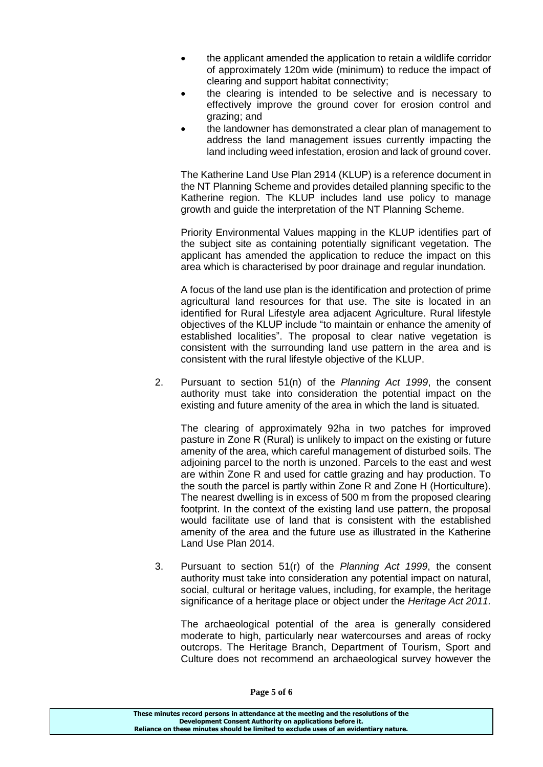- the applicant amended the application to retain a wildlife corridor of approximately 120m wide (minimum) to reduce the impact of clearing and support habitat connectivity;
- the clearing is intended to be selective and is necessary to effectively improve the ground cover for erosion control and grazing; and
- the landowner has demonstrated a clear plan of management to address the land management issues currently impacting the land including weed infestation, erosion and lack of ground cover.

The Katherine Land Use Plan 2914 (KLUP) is a reference document in the NT Planning Scheme and provides detailed planning specific to the Katherine region. The KLUP includes land use policy to manage growth and guide the interpretation of the NT Planning Scheme.

Priority Environmental Values mapping in the KLUP identifies part of the subject site as containing potentially significant vegetation. The applicant has amended the application to reduce the impact on this area which is characterised by poor drainage and regular inundation.

A focus of the land use plan is the identification and protection of prime agricultural land resources for that use. The site is located in an identified for Rural Lifestyle area adjacent Agriculture. Rural lifestyle objectives of the KLUP include "to maintain or enhance the amenity of established localities". The proposal to clear native vegetation is consistent with the surrounding land use pattern in the area and is consistent with the rural lifestyle objective of the KLUP.

2. Pursuant to section 51(n) of the *Planning Act 1999*, the consent authority must take into consideration the potential impact on the existing and future amenity of the area in which the land is situated.

   The clearing of approximately 92ha in two patches for improved pasture in Zone R (Rural) is unlikely to impact on the existing or future amenity of the area, which careful management of disturbed soils. The adjoining parcel to the north is unzoned. Parcels to the east and west are within Zone R and used for cattle grazing and hay production. To the south the parcel is partly within Zone R and Zone H (Horticulture). The nearest dwelling is in excess of 500 m from the proposed clearing footprint. In the context of the existing land use pattern, the proposal would facilitate use of land that is consistent with the established amenity of the area and the future use as illustrated in the Katherine Land Use Plan 2014.

3. Pursuant to section 51(r) of the *Planning Act 1999*, the consent authority must take into consideration any potential impact on natural, social, cultural or heritage values, including, for example, the heritage significance of a heritage place or object under the *Heritage Act 2011*.

   The archaeological potential of the area is generally considered moderate to high, particularly near watercourses and areas of rocky outcrops. The Heritage Branch, Department of Tourism, Sport and Culture does not recommend an archaeological survey however the

**These minutes record persons in attendance at the meeting and the resolutions of the Development Consent Authority on applications before it.**
**Reliance on these minutes should be limited to exclude uses of an evidentiary nature.**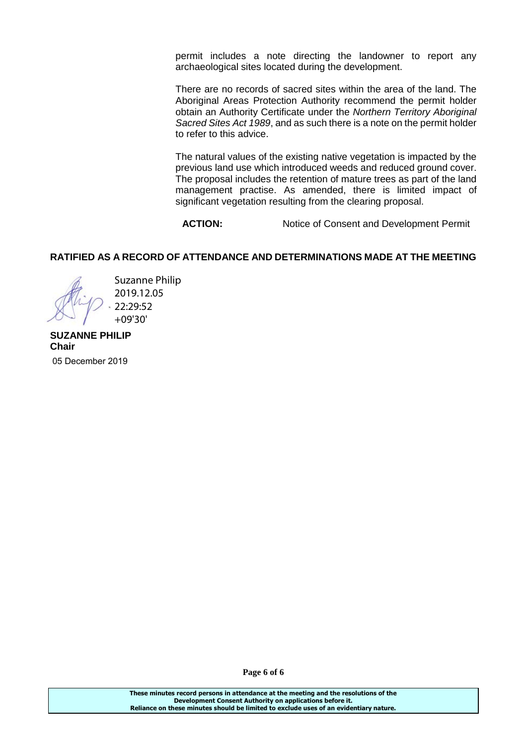permit includes a note directing the landowner to report any archaeological sites located during the development.

There are no records of sacred sites within the area of the land. The Aboriginal Areas Protection Authority recommend the permit holder obtain an Authority Certificate under the *Northern Territory Aboriginal Sacred Sites Act 1989*, and as such there is a note on the permit holder to refer to this advice.

The natural values of the existing native vegetation is impacted by the previous land use which introduced weeds and reduced ground cover. The proposal includes the retention of mature trees as part of the land management practise. As amended, there is limited impact of significant vegetation resulting from the clearing proposal.

**ACTION:** Notice of Consent and Development Permit

**RATIFIED AS A RECORD OF ATTENDANCE AND DETERMINATIONS MADE AT THE MEETING**

Suzanne Philip
2019.12.05
22:29:52
+09'30'

**SUZANNE PHILIP**
**Chair**
05 December 2019

**These minutes record persons in attendance at the meeting and the resolutions of the Development Consent Authority on applications before it. Reliance on these minutes should be limited to exclude uses of an evidentiary nature.**